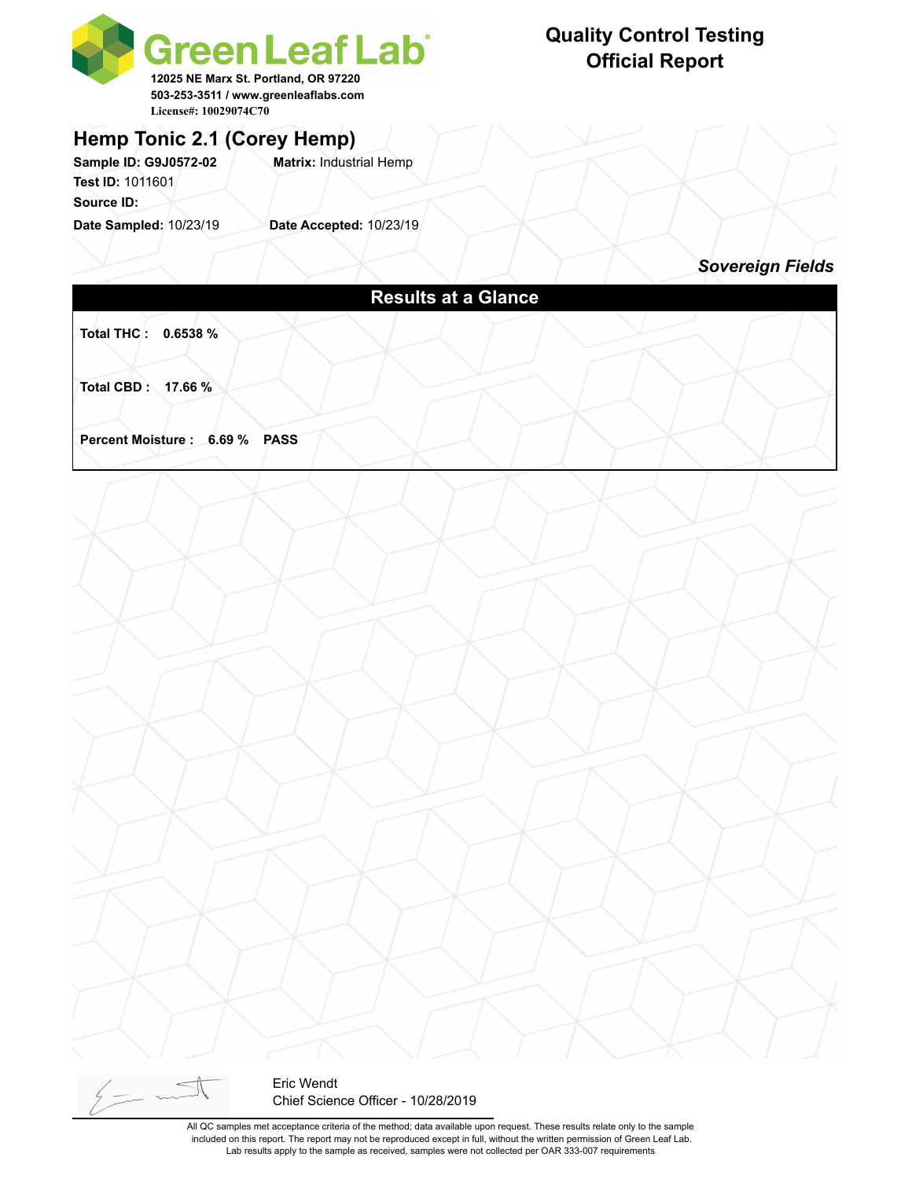# Green Leaf Lab

12025 NE Marx St. Portland, OR 97220
503-253-3511 / www.greenleaflabs.com
License#: 10029074C70

## Quality Control Testing Official Report

## Hemp Tonic 2.1 (Corey Hemp)

**Sample ID: G9J0572-02** **Matrix:** Industrial Hemp
**Test ID:** 1011601
**Source ID:**
**Date Sampled:** 10/23/19 **Date Accepted:** 10/23/19

***Sovereign Fields***

### Results at a Glance

**Total THC : 0.6538 %**

**Total CBD : 17.66 %**

**Percent Moisture : 6.69 % PASS**

Eric Wendt
Chief Science Officer - 10/28/2019

All QC samples met acceptance criteria of the method; data available upon request. These results relate only to the sample included on this report. The report may not be reproduced except in full, without the written permission of Green Leaf Lab. Lab results apply to the sample as received, samples were not collected per OAR 333-007 requirements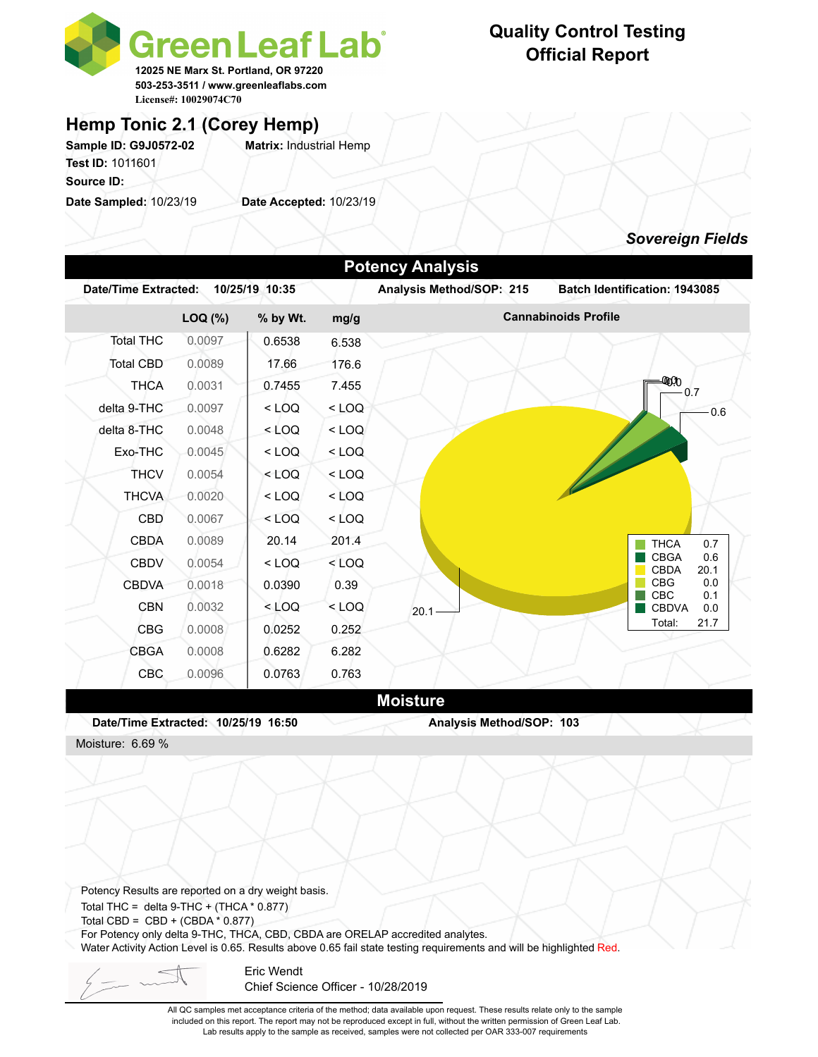# Green Leaf Lab

12025 NE Marx St. Portland, OR 97220
503-253-3511 / www.greenleaflabs.com
License#: 10029074C70

**Quality Control Testing**
**Official Report**

## Hemp Tonic 2.1 (Corey Hemp)

**Sample ID:** G9J0572-02 **Matrix:** Industrial Hemp
**Test ID:** 1011601
**Source ID:**
**Date Sampled:** 10/23/19 **Date Accepted:** 10/23/19

***Sovereign Fields***

## Potency Analysis

**Date/Time Extracted:** 10/25/19 10:35 **Analysis Method/SOP:** 215 **Batch Identification:** 1943085

| | LOQ (%) | % by Wt. | mg/g |
|---|---|---|---|
| Total THC | 0.0097 | 0.6538 | 6.538 |
| Total CBD | 0.0089 | 17.66 | 176.6 |
| THCA | 0.0031 | 0.7455 | 7.455 |
| delta 9-THC | 0.0097 | < LOQ | < LOQ |
| delta 8-THC | 0.0048 | < LOQ | < LOQ |
| Exo-THC | 0.0045 | < LOQ | < LOQ |
| THCV | 0.0054 | < LOQ | < LOQ |
| THCVA | 0.0020 | < LOQ | < LOQ |
| CBD | 0.0067 | < LOQ | < LOQ |
| CBDA | 0.0089 | 20.14 | 201.4 |
| CBDV | 0.0054 | < LOQ | < LOQ |
| CBDVA | 0.0018 | 0.0390 | 0.39 |
| CBN | 0.0032 | < LOQ | < LOQ |
| CBG | 0.0008 | 0.0252 | 0.252 |
| CBGA | 0.0008 | 0.6282 | 6.282 |
| CBC | 0.0096 | 0.0763 | 0.763 |

**Cannabinoids Profile**

| | |
|---|---|
| THCA | 0.7 |
| CBGA | 0.6 |
| CBDA | 20.1 |
| CBG | 0.0 |
| CBC | 0.1 |
| CBDVA | 0.0 |
| Total: | 21.7 |

## Moisture

**Date/Time Extracted:** 10/25/19 16:50 **Analysis Method/SOP:** 103

Moisture: 6.69 %

Potency Results are reported on a dry weight basis.
Total THC = delta 9-THC + (THCA * 0.877)
Total CBD = CBD + (CBDA * 0.877)
For Potency only delta 9-THC, THCA, CBD, CBDA are ORELAP accredited analytes.
Water Activity Action Level is 0.65. Results above 0.65 fail state testing requirements and will be highlighted Red.

Eric Wendt
Chief Science Officer - 10/28/2019

All QC samples met acceptance criteria of the method; data available upon request. These results relate only to the sample included on this report. The report may not be reproduced except in full, without the written permission of Green Leaf Lab. Lab results apply to the sample as received, samples were not collected per OAR 333-007 requirements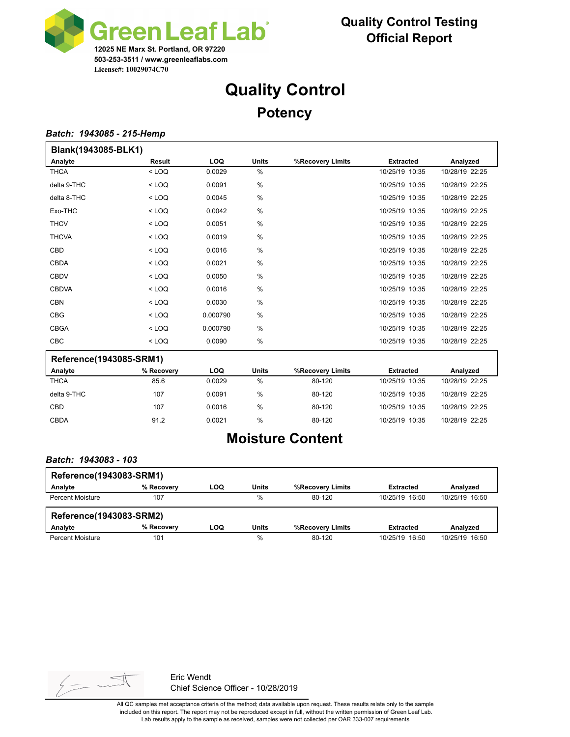**Green Leaf Lab**

**12025 NE Marx St. Portland, OR 97220**
**503-253-3511 / www.greenleaflabs.com**
**License#: 10029074C70**

**Quality Control Testing**
**Official Report**

# Quality Control

## Potency

***Batch: 1943085 - 215-Hemp***

**Blank(1943085-BLK1)**

| Analyte | Result | LOQ | Units | %Recovery Limits | Extracted | Analyzed |
|---|---|---|---|---|---|---|
| THCA | < LOQ | 0.0029 | % | | 10/25/19 10:35 | 10/28/19 22:25 |
| delta 9-THC | < LOQ | 0.0091 | % | | 10/25/19 10:35 | 10/28/19 22:25 |
| delta 8-THC | < LOQ | 0.0045 | % | | 10/25/19 10:35 | 10/28/19 22:25 |
| Exo-THC | < LOQ | 0.0042 | % | | 10/25/19 10:35 | 10/28/19 22:25 |
| THCV | < LOQ | 0.0051 | % | | 10/25/19 10:35 | 10/28/19 22:25 |
| THCVA | < LOQ | 0.0019 | % | | 10/25/19 10:35 | 10/28/19 22:25 |
| CBD | < LOQ | 0.0016 | % | | 10/25/19 10:35 | 10/28/19 22:25 |
| CBDA | < LOQ | 0.0021 | % | | 10/25/19 10:35 | 10/28/19 22:25 |
| CBDV | < LOQ | 0.0050 | % | | 10/25/19 10:35 | 10/28/19 22:25 |
| CBDVA | < LOQ | 0.0016 | % | | 10/25/19 10:35 | 10/28/19 22:25 |
| CBN | < LOQ | 0.0030 | % | | 10/25/19 10:35 | 10/28/19 22:25 |
| CBG | < LOQ | 0.000790 | % | | 10/25/19 10:35 | 10/28/19 22:25 |
| CBGA | < LOQ | 0.000790 | % | | 10/25/19 10:35 | 10/28/19 22:25 |
| CBC | < LOQ | 0.0090 | % | | 10/25/19 10:35 | 10/28/19 22:25 |

**Reference(1943085-SRM1)**

| Analyte | % Recovery | LOQ | Units | %Recovery Limits | Extracted | Analyzed |
|---|---|---|---|---|---|---|
| THCA | 85.6 | 0.0029 | % | 80-120 | 10/25/19 10:35 | 10/28/19 22:25 |
| delta 9-THC | 107 | 0.0091 | % | 80-120 | 10/25/19 10:35 | 10/28/19 22:25 |
| CBD | 107 | 0.0016 | % | 80-120 | 10/25/19 10:35 | 10/28/19 22:25 |
| CBDA | 91.2 | 0.0021 | % | 80-120 | 10/25/19 10:35 | 10/28/19 22:25 |

## Moisture Content

***Batch: 1943083 - 103***

**Reference(1943083-SRM1)**

| Analyte | % Recovery | LOQ | Units | %Recovery Limits | Extracted | Analyzed |
|---|---|---|---|---|---|---|
| Percent Moisture | 107 | | % | 80-120 | 10/25/19 16:50 | 10/25/19 16:50 |

**Reference(1943083-SRM2)**

| Analyte | % Recovery | LOQ | Units | %Recovery Limits | Extracted | Analyzed |
|---|---|---|---|---|---|---|
| Percent Moisture | 101 | | % | 80-120 | 10/25/19 16:50 | 10/25/19 16:50 |

Eric Wendt
Chief Science Officer - 10/28/2019

All QC samples met acceptance criteria of the method; data available upon request. These results relate only to the sample included on this report. The report may not be reproduced except in full, without the written permission of Green Leaf Lab. Lab results apply to the sample as received, samples were not collected per OAR 333-007 requirements